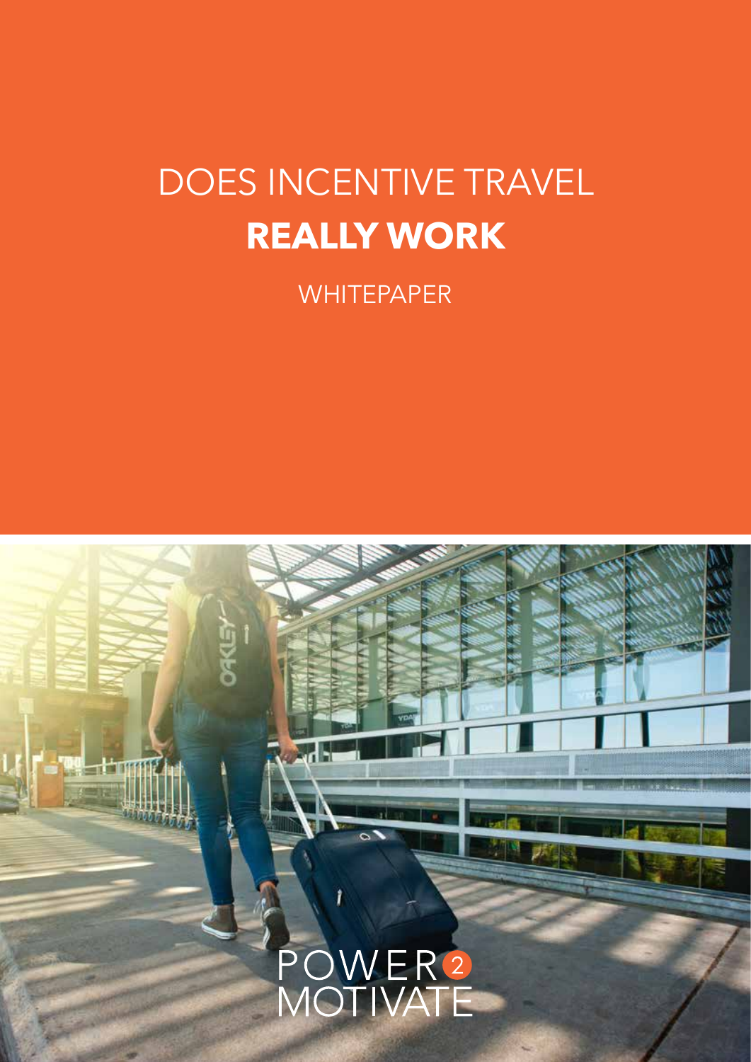# DOES INCENTIVE TRAVEL **REALLY WORK**

WHITEPAPER

POWER 2 MOTIVATE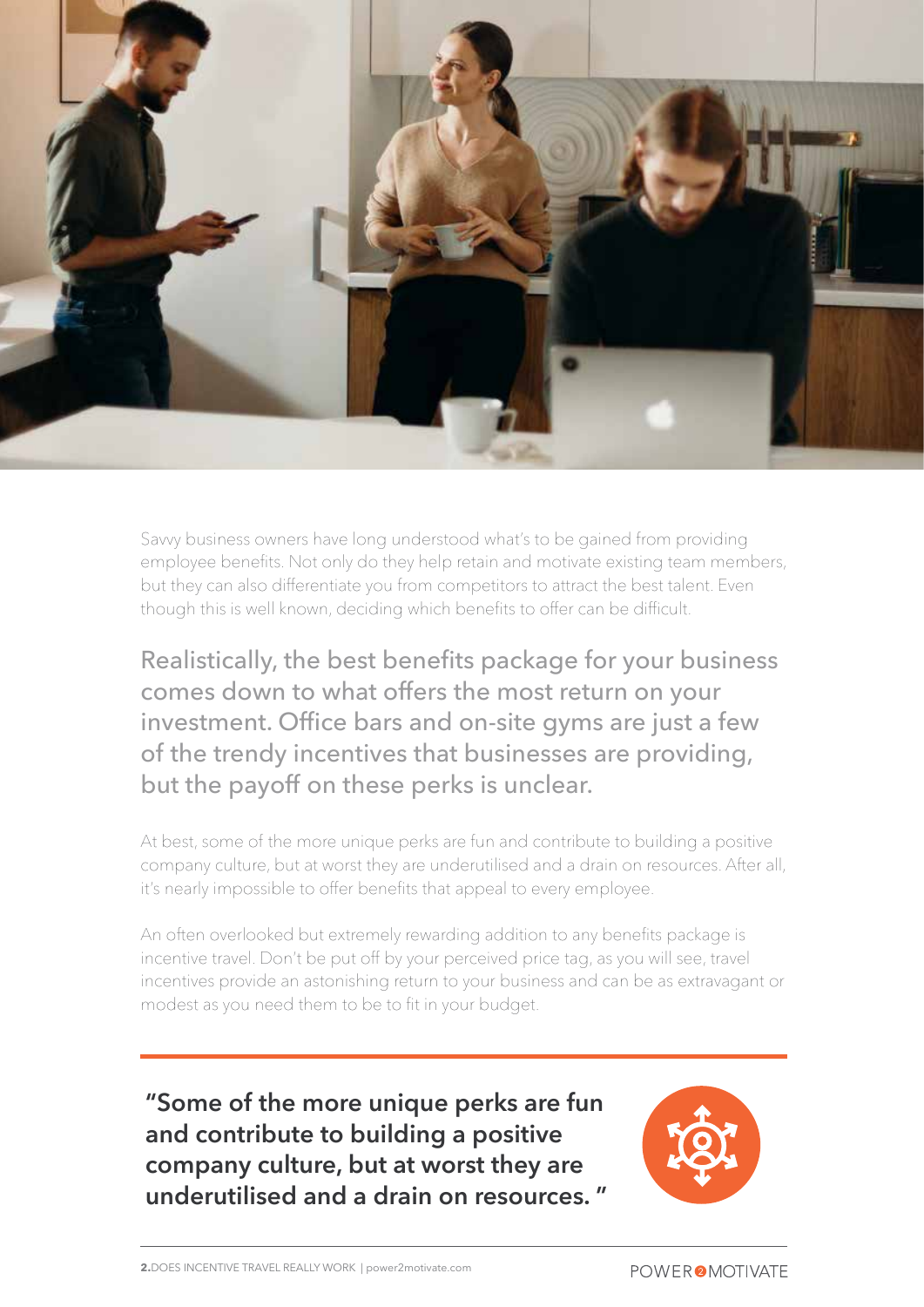Savvy business owners have long understood what's to be gained from providing employee benefits. Not only do they help retain and motivate existing team members, but they can also differentiate you from competitors to attract the best talent. Even though this is well known, deciding which benefits to offer can be difficult.

## Realistically, the best benefits package for your business comes down to what offers the most return on your investment. Office bars and on-site gyms are just a few of the trendy incentives that businesses are providing, but the payoff on these perks is unclear.

At best, some of the more unique perks are fun and contribute to building a positive company culture, but at worst they are underutilised and a drain on resources. After all, it's nearly impossible to offer benefits that appeal to every employee.

An often overlooked but extremely rewarding addition to any benefits package is incentive travel. Don't be put off by your perceived price tag, as you will see, travel incentives provide an astonishing return to your business and can be as extravagant or modest as you need them to be to fit in your budget.

> **"Some of the more unique perks are fun and contribute to building a positive company culture, but at worst they are underutilised and a drain on resources. "**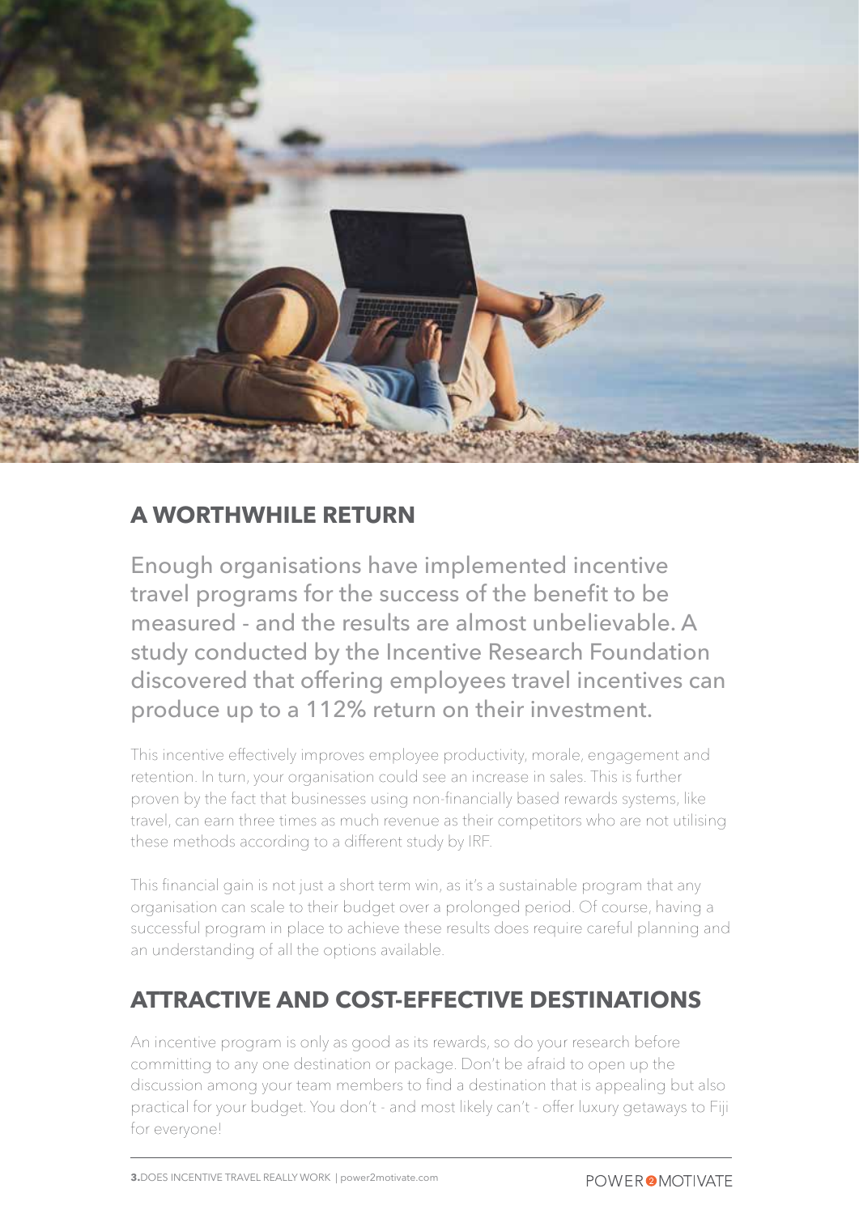## A WORTHWHILE RETURN

Enough organisations have implemented incentive travel programs for the success of the benefit to be measured - and the results are almost unbelievable. A study conducted by the Incentive Research Foundation discovered that offering employees travel incentives can produce up to a 112% return on their investment.

This incentive effectively improves employee productivity, morale, engagement and retention. In turn, your organisation could see an increase in sales. This is further proven by the fact that businesses using non-financially based rewards systems, like travel, can earn three times as much revenue as their competitors who are not utilising these methods according to a different study by IRF.

This financial gain is not just a short term win, as it's a sustainable program that any organisation can scale to their budget over a prolonged period. Of course, having a successful program in place to achieve these results does require careful planning and an understanding of all the options available.

## ATTRACTIVE AND COST-EFFECTIVE DESTINATIONS

An incentive program is only as good as its rewards, so do your research before committing to any one destination or package. Don't be afraid to open up the discussion among your team members to find a destination that is appealing but also practical for your budget. You don't - and most likely can't - offer luxury getaways to Fiji for everyone!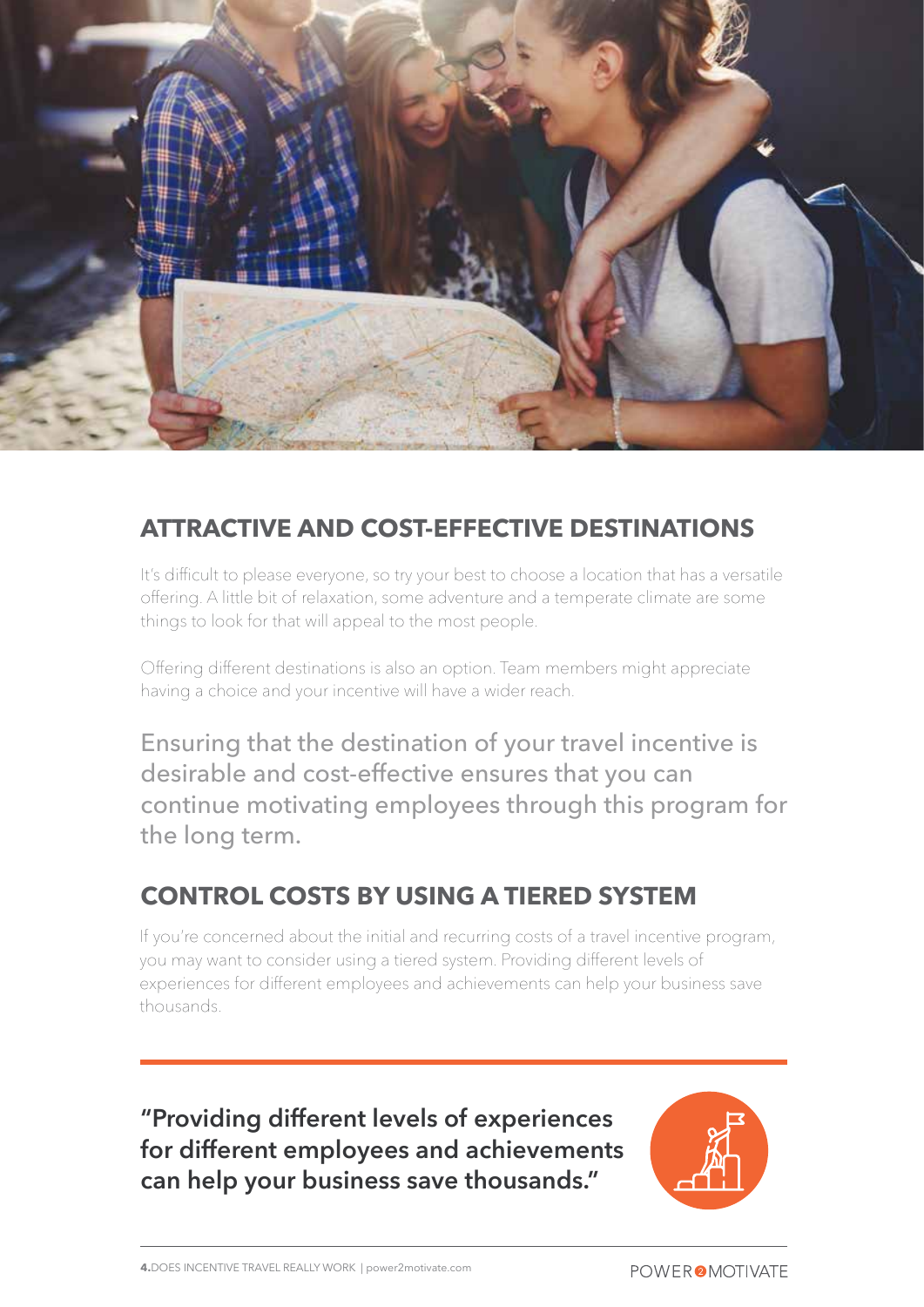## ATTRACTIVE AND COST-EFFECTIVE DESTINATIONS

It's difficult to please everyone, so try your best to choose a location that has a versatile offering. A little bit of relaxation, some adventure and a temperate climate are some things to look for that will appeal to the most people.

Offering different destinations is also an option. Team members might appreciate having a choice and your incentive will have a wider reach.

Ensuring that the destination of your travel incentive is desirable and cost-effective ensures that you can continue motivating employees through this program for the long term.

## CONTROL COSTS BY USING A TIERED SYSTEM

If you're concerned about the initial and recurring costs of a travel incentive program, you may want to consider using a tiered system. Providing different levels of experiences for different employees and achievements can help your business save thousands.

**"Providing different levels of experiences for different employees and achievements can help your business save thousands."**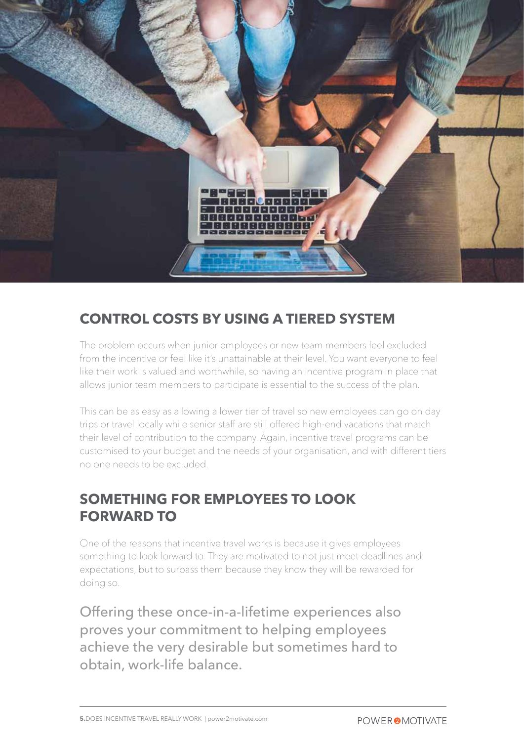## CONTROL COSTS BY USING A TIERED SYSTEM

The problem occurs when junior employees or new team members feel excluded from the incentive or feel like it's unattainable at their level. You want everyone to feel like their work is valued and worthwhile, so having an incentive program in place that allows junior team members to participate is essential to the success of the plan.

This can be as easy as allowing a lower tier of travel so new employees can go on day trips or travel locally while senior staff are still offered high-end vacations that match their level of contribution to the company. Again, incentive travel programs can be customised to your budget and the needs of your organisation, and with different tiers no one needs to be excluded.

## SOMETHING FOR EMPLOYEES TO LOOK FORWARD TO

One of the reasons that incentive travel works is because it gives employees something to look forward to. They are motivated to not just meet deadlines and expectations, but to surpass them because they know they will be rewarded for doing so.

Offering these once-in-a-lifetime experiences also proves your commitment to helping employees achieve the very desirable but sometimes hard to obtain, work-life balance.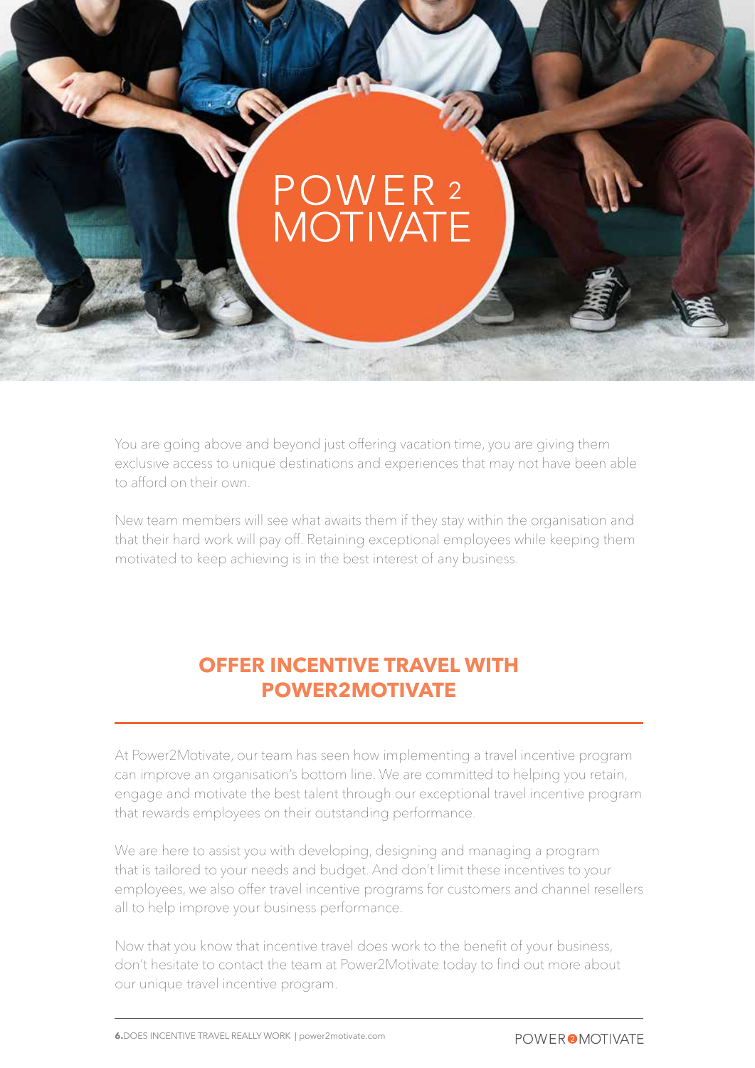You are going above and beyond just offering vacation time, you are giving them exclusive access to unique destinations and experiences that may not have been able to afford on their own.

New team members will see what awaits them if they stay within the organisation and that their hard work will pay off. Retaining exceptional employees while keeping them motivated to keep achieving is in the best interest of any business.

## OFFER INCENTIVE TRAVEL WITH POWER2MOTIVATE

At Power2Motivate, our team has seen how implementing a travel incentive program can improve an organisation's bottom line. We are committed to helping you retain, engage and motivate the best talent through our exceptional travel incentive program that rewards employees on their outstanding performance.

We are here to assist you with developing, designing and managing a program that is tailored to your needs and budget. And don't limit these incentives to your employees, we also offer travel incentive programs for customers and channel resellers all to help improve your business performance.

Now that you know that incentive travel does work to the benefit of your business, don't hesitate to contact the team at Power2Motivate today to find out more about our unique travel incentive program.